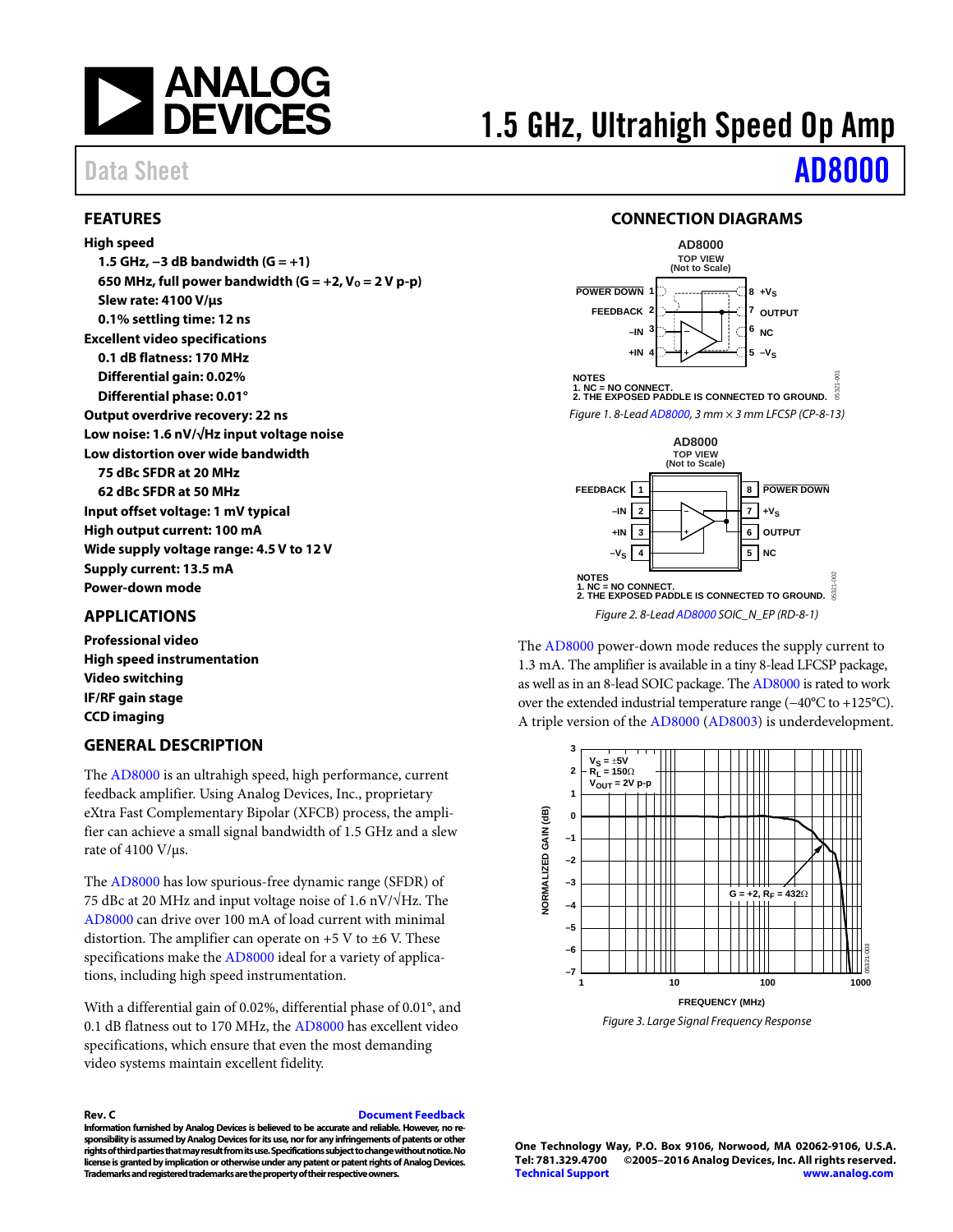# 1.5 GHz, Ultrahigh Speed Op Amp

Data Sheet **AD8000**

## FEATURES

**High speed**
- **1.5 GHz, −3 dB bandwidth (G = +1)**
- **650 MHz, full power bandwidth (G = +2, $V_O$ = 2 V p-p)**
- **Slew rate: 4100 V/μs**
- **0.1% settling time: 12 ns**

**Excellent video specifications**
- **0.1 dB flatness: 170 MHz**
- **Differential gain: 0.02%**
- **Differential phase: 0.01°**

**Output overdrive recovery: 22 ns**

**Low noise: 1.6 nV/√Hz input voltage noise**

**Low distortion over wide bandwidth**
- **75 dBc SFDR at 20 MHz**
- **62 dBc SFDR at 50 MHz**

**Input offset voltage: 1 mV typical**

**High output current: 100 mA**

**Wide supply voltage range: 4.5 V to 12 V**

**Supply current: 13.5 mA**

**Power-down mode**

## APPLICATIONS

**Professional video**
**High speed instrumentation**
**Video switching**
**IF/RF gain stage**
**CCD imaging**

## GENERAL DESCRIPTION

The AD8000 is an ultrahigh speed, high performance, current feedback amplifier. Using Analog Devices, Inc., proprietary eXtra Fast Complementary Bipolar (XFCB) process, the amplifier can achieve a small signal bandwidth of 1.5 GHz and a slew rate of 4100 V/μs.

The AD8000 has low spurious-free dynamic range (SFDR) of 75 dBc at 20 MHz and input voltage noise of 1.6 nV/√Hz. The AD8000 can drive over 100 mA of load current with minimal distortion. The amplifier can operate on +5 V to ±6 V. These specifications make the AD8000 ideal for a variety of applications, including high speed instrumentation.

With a differential gain of 0.02%, differential phase of 0.01°, and 0.1 dB flatness out to 170 MHz, the AD8000 has excellent video specifications, which ensure that even the most demanding video systems maintain excellent fidelity.

## CONNECTION DIAGRAMS

AD8000
TOP VIEW
(Not to Scale)

POWER DOWN 1, FEEDBACK 2, –IN 3, +IN 4, 8 $+V_S$, 7 OUTPUT, 6 NC, 5 $–V_S$

NOTES
1. NC = NO CONNECT.
2. THE EXPOSED PADDLE IS CONNECTED TO GROUND.

*Figure 1. 8-Lead AD8000, 3 mm × 3 mm LFCSP (CP-8-13)*

AD8000
TOP VIEW
(Not to Scale)

FEEDBACK 1, –IN 2, +IN 3, $–V_S$ 4, 8 POWER DOWN, 7 $+V_S$, 6 OUTPUT, 5 NC

NOTES
1. NC = NO CONNECT.
2. THE EXPOSED PADDLE IS CONNECTED TO GROUND.

*Figure 2. 8-Lead AD8000 SOIC_N_EP (RD-8-1)*

The AD8000 power-down mode reduces the supply current to 1.3 mA. The amplifier is available in a tiny 8-lead LFCSP package, as well as in an 8-lead SOIC package. The AD8000 is rated to work over the extended industrial temperature range (−40°C to +125°C). A triple version of the AD8000 (AD8003) is underdevelopment.

$V_S$ = ±5V, $R_L$ = 150Ω, $V_{OUT}$ = 2V p-p; G = +2, $R_F$ = 432Ω. NORMALIZED GAIN (dB) vs. FREQUENCY (MHz)

*Figure 3. Large Signal Frequency Response*

Rev. C
Document Feedback

Information furnished by Analog Devices is believed to be accurate and reliable. However, no responsibility is assumed by Analog Devices for its use, nor for any infringements of patents or other rights of third parties that may result from its use. Specifications subject to change without notice. No license is granted by implication or otherwise under any patent or patent rights of Analog Devices. Trademarks and registered trademarks are the property of their respective owners.

One Technology Way, P.O. Box 9106, Norwood, MA 02062-9106, U.S.A.
Tel: 781.329.4700 ©2005–2016 Analog Devices, Inc. All rights reserved.
Technical Support www.analog.com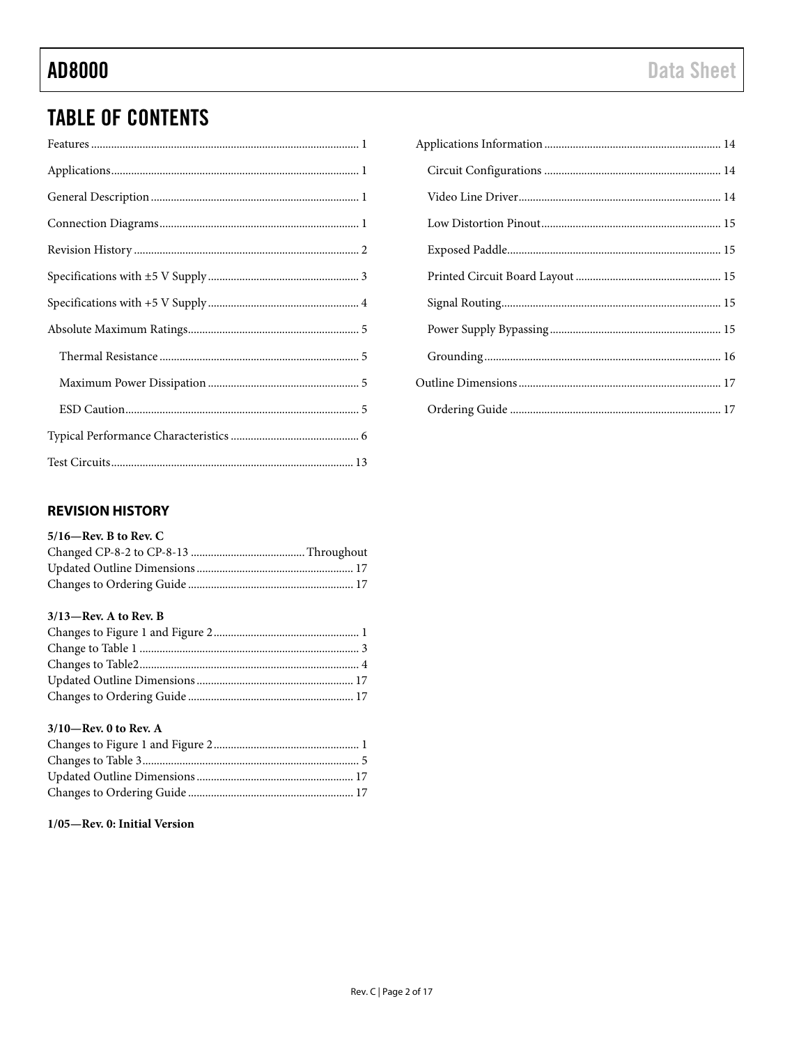# TABLE OF CONTENTS

Features ........................................................ 1
Applications ................................................... 1
General Description ....................................... 1
Connection Diagrams ..................................... 1
Revision History ............................................ 2
Specifications with ±5 V Supply ..................... 3
Specifications with +5 V Supply ..................... 4
Absolute Maximum Ratings ............................ 5
 Thermal Resistance ...................................... 5
 Maximum Power Dissipation ........................ 5
 ESD Caution ................................................. 5
Typical Performance Characteristics ............. 6
Test Circuits ................................................... 13
Applications Information ............................... 14
 Circuit Configurations ................................. 14
 Video Line Driver ......................................... 14
 Low Distortion Pinout .................................. 15
 Exposed Paddle ........................................... 15
 Printed Circuit Board Layout ....................... 15
 Signal Routing ............................................. 15
 Power Supply Bypassing ............................. 15
 Grounding ................................................... 16
Outline Dimensions ........................................ 17
 Ordering Guide ............................................ 17

## REVISION HISTORY

**5/16—Rev. B to Rev. C**

Changed CP-8-2 to CP-8-13 ........................ Throughout
Updated Outline Dimensions ............................ 17
Changes to Ordering Guide .............................. 17

**3/13—Rev. A to Rev. B**

Changes to Figure 1 and Figure 2 ..................... 1
Change to Table 1 ............................................ 3
Changes to Table2 ........................................... 4
Updated Outline Dimensions ............................ 17
Changes to Ordering Guide .............................. 17

**3/10—Rev. 0 to Rev. A**

Changes to Figure 1 and Figure 2 ..................... 1
Changes to Table 3 .......................................... 5
Updated Outline Dimensions ............................ 17
Changes to Ordering Guide .............................. 17

**1/05—Rev. 0: Initial Version**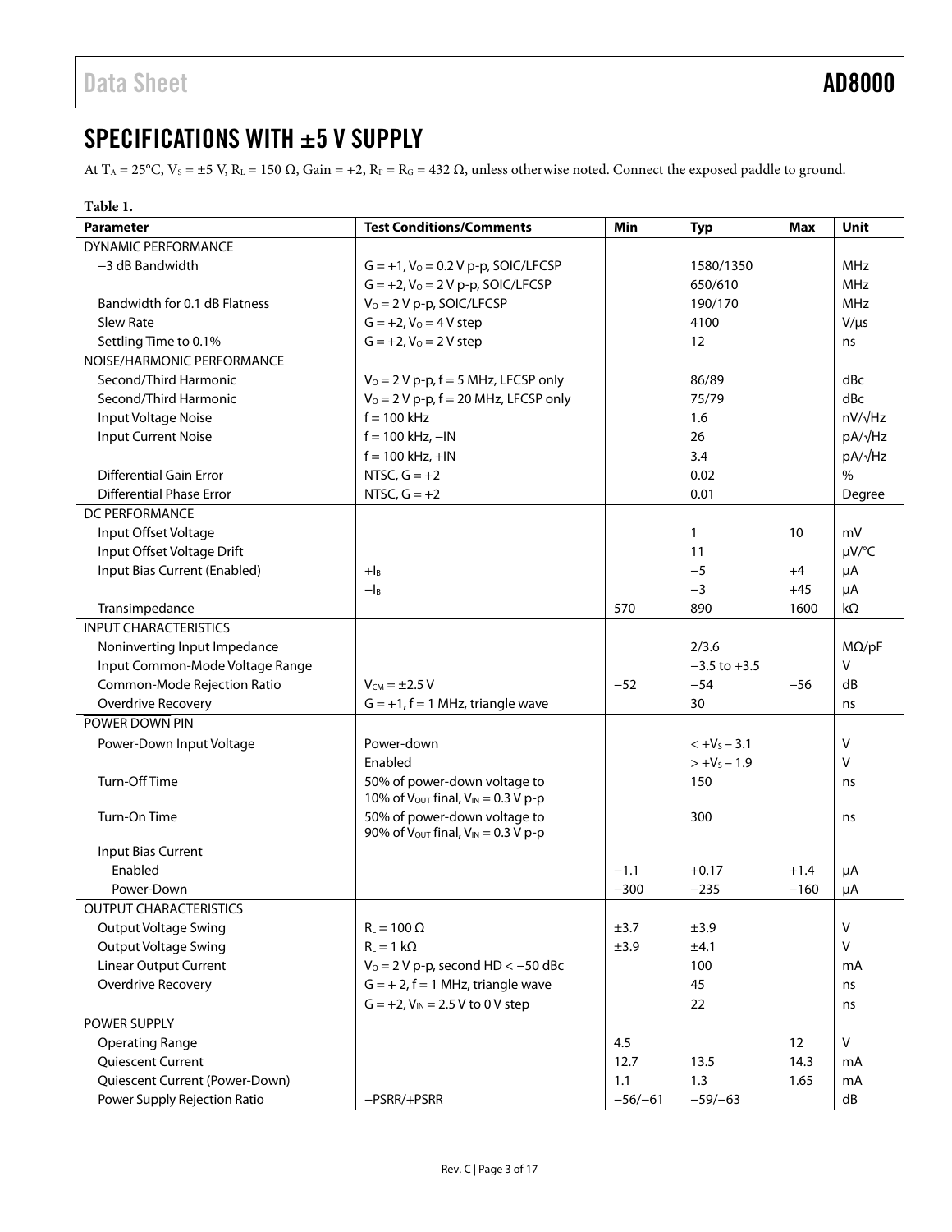## SPECIFICATIONS WITH ±5 V SUPPLY

At $T_A$ = 25°C, $V_S$ = ±5 V, $R_L$ = 150 Ω, Gain = +2, $R_F$ = $R_G$ = 432 Ω, unless otherwise noted. Connect the exposed paddle to ground.

**Table 1.**

| Parameter | Test Conditions/Comments | Min | Typ | Max | Unit |
|---|---|---|---|---|---|
| DYNAMIC PERFORMANCE | | | | | |
| −3 dB Bandwidth | G = +1, $V_O$ = 0.2 V p-p, SOIC/LFCSP | | 1580/1350 | | MHz |
| | G = +2, $V_O$ = 2 V p-p, SOIC/LFCSP | | 650/610 | | MHz |
| Bandwidth for 0.1 dB Flatness | $V_O$ = 2 V p-p, SOIC/LFCSP | | 190/170 | | MHz |
| Slew Rate | G = +2, $V_O$ = 4 V step | | 4100 | | V/μs |
| Settling Time to 0.1% | G = +2, $V_O$ = 2 V step | | 12 | | ns |
| NOISE/HARMONIC PERFORMANCE | | | | | |
| Second/Third Harmonic | $V_O$ = 2 V p-p, f = 5 MHz, LFCSP only | | 86/89 | | dBc |
| Second/Third Harmonic | $V_O$ = 2 V p-p, f = 20 MHz, LFCSP only | | 75/79 | | dBc |
| Input Voltage Noise | f = 100 kHz | | 1.6 | | nV/√Hz |
| Input Current Noise | f = 100 kHz, −IN | | 26 | | pA/√Hz |
| | f = 100 kHz, +IN | | 3.4 | | pA/√Hz |
| Differential Gain Error | NTSC, G = +2 | | 0.02 | | % |
| Differential Phase Error | NTSC, G = +2 | | 0.01 | | Degree |
| DC PERFORMANCE | | | | | |
| Input Offset Voltage | | | 1 | 10 | mV |
| Input Offset Voltage Drift | | | 11 | | μV/°C |
| Input Bias Current (Enabled) | $+I_B$ | | −5 | +4 | μA |
| | $−I_B$ | | −3 | +45 | μA |
| Transimpedance | | 570 | 890 | 1600 | kΩ |
| INPUT CHARACTERISTICS | | | | | |
| Noninverting Input Impedance | | | 2/3.6 | | MΩ/pF |
| Input Common-Mode Voltage Range | | | −3.5 to +3.5 | | V |
| Common-Mode Rejection Ratio | $V_{CM}$ = ±2.5 V | −52 | −54 | −56 | dB |
| Overdrive Recovery | G = +1, f = 1 MHz, triangle wave | | 30 | | ns |
| POWER DOWN PIN | | | | | |
| Power-Down Input Voltage | Power-down | | < $+V_S$ − 3.1 | | V |
| | Enabled | | > $+V_S$ − 1.9 | | V |
| Turn-Off Time | 50% of power-down voltage to 10% of $V_{OUT}$ final, $V_{IN}$ = 0.3 V p-p | | 150 | | ns |
| Turn-On Time | 50% of power-down voltage to 90% of $V_{OUT}$ final, $V_{IN}$ = 0.3 V p-p | | 300 | | ns |
| Input Bias Current | | | | | |
| Enabled | | −1.1 | +0.17 | +1.4 | μA |
| Power-Down | | −300 | −235 | −160 | μA |
| OUTPUT CHARACTERISTICS | | | | | |
| Output Voltage Swing | $R_L$ = 100 Ω | ±3.7 | ±3.9 | | V |
| Output Voltage Swing | $R_L$ = 1 kΩ | ±3.9 | ±4.1 | | V |
| Linear Output Current | $V_O$ = 2 V p-p, second HD < −50 dBc | | 100 | | mA |
| Overdrive Recovery | G = + 2, f = 1 MHz, triangle wave | | 45 | | ns |
| | G = +2, $V_{IN}$ = 2.5 V to 0 V step | | 22 | | ns |
| POWER SUPPLY | | | | | |
| Operating Range | | 4.5 | | 12 | V |
| Quiescent Current | | 12.7 | 13.5 | 14.3 | mA |
| Quiescent Current (Power-Down) | | 1.1 | 1.3 | 1.65 | mA |
| Power Supply Rejection Ratio | −PSRR/+PSRR | −56/−61 | −59/−63 | | dB |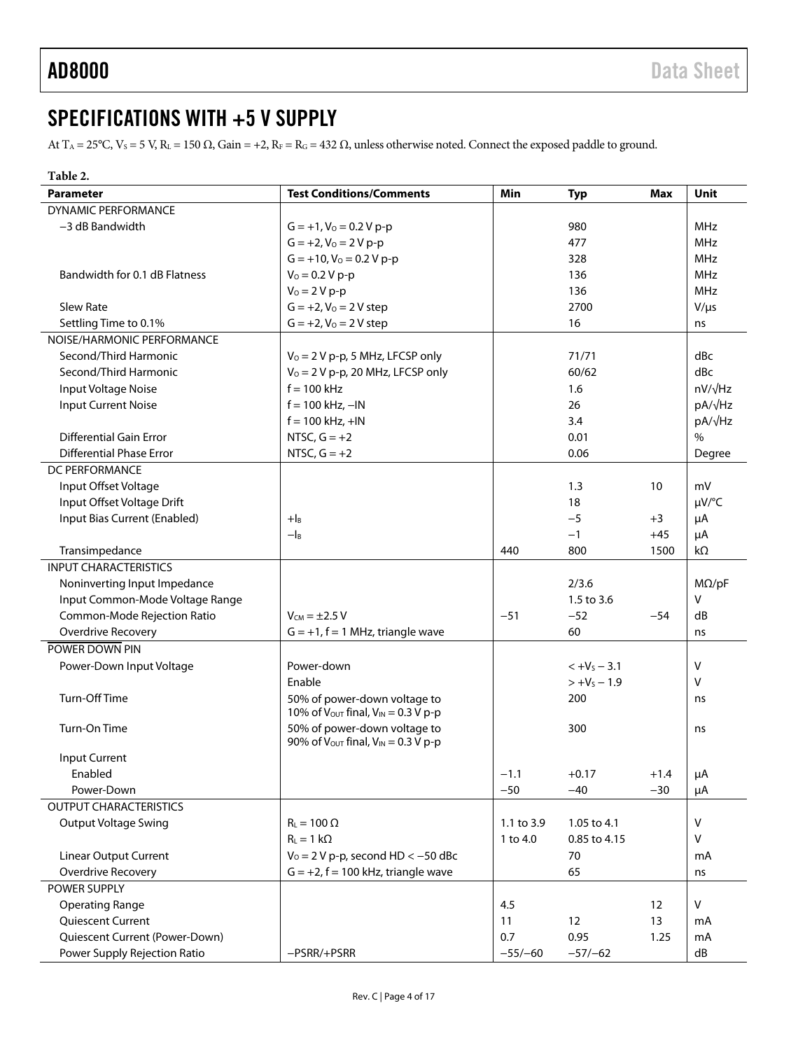## SPECIFICATIONS WITH +5 V SUPPLY

At $T_A$ = 25°C, $V_S$ = 5 V, $R_L$ = 150 Ω, Gain = +2, $R_F$ = $R_G$ = 432 Ω, unless otherwise noted. Connect the exposed paddle to ground.

**Table 2.**

| Parameter | Test Conditions/Comments | Min | Typ | Max | Unit |
|---|---|---|---|---|---|
| DYNAMIC PERFORMANCE | | | | | |
| −3 dB Bandwidth | G = +1, $V_O$ = 0.2 V p-p | | 980 | | MHz |
| | G = +2, $V_O$ = 2 V p-p | | 477 | | MHz |
| | G = +10, $V_O$ = 0.2 V p-p | | 328 | | MHz |
| Bandwidth for 0.1 dB Flatness | $V_O$ = 0.2 V p-p | | 136 | | MHz |
| | $V_O$ = 2 V p-p | | 136 | | MHz |
| Slew Rate | G = +2, $V_O$ = 2 V step | | 2700 | | V/μs |
| Settling Time to 0.1% | G = +2, $V_O$ = 2 V step | | 16 | | ns |
| NOISE/HARMONIC PERFORMANCE | | | | | |
| Second/Third Harmonic | $V_O$ = 2 V p-p, 5 MHz, LFCSP only | | 71/71 | | dBc |
| Second/Third Harmonic | $V_O$ = 2 V p-p, 20 MHz, LFCSP only | | 60/62 | | dBc |
| Input Voltage Noise | f = 100 kHz | | 1.6 | | nV/√Hz |
| Input Current Noise | f = 100 kHz, −IN | | 26 | | pA/√Hz |
| | f = 100 kHz, +IN | | 3.4 | | pA/√Hz |
| Differential Gain Error | NTSC, G = +2 | | 0.01 | | % |
| Differential Phase Error | NTSC, G = +2 | | 0.06 | | Degree |
| DC PERFORMANCE | | | | | |
| Input Offset Voltage | | | 1.3 | 10 | mV |
| Input Offset Voltage Drift | | | 18 | | μV/°C |
| Input Bias Current (Enabled) | $+I_B$ | | −5 | +3 | μA |
| | $-I_B$ | | −1 | +45 | μA |
| Transimpedance | | 440 | 800 | 1500 | kΩ |
| INPUT CHARACTERISTICS | | | | | |
| Noninverting Input Impedance | | | 2/3.6 | | MΩ/pF |
| Input Common-Mode Voltage Range | | | 1.5 to 3.6 | | V |
| Common-Mode Rejection Ratio | $V_{CM}$ = ±2.5 V | −51 | −52 | −54 | dB |
| Overdrive Recovery | G = +1, f = 1 MHz, triangle wave | | 60 | | ns |
| POWER DOWN PIN | | | | | |
| Power-Down Input Voltage | Power-down | | < $+V_S$ − 3.1 | | V |
| | Enable | | > $+V_S$ − 1.9 | | V |
| Turn-Off Time | 50% of power-down voltage to 10% of $V_{OUT}$ final, $V_{IN}$ = 0.3 V p-p | | 200 | | ns |
| Turn-On Time | 50% of power-down voltage to 90% of $V_{OUT}$ final, $V_{IN}$ = 0.3 V p-p | | 300 | | ns |
| Input Current | | | | | |
| Enabled | | −1.1 | +0.17 | +1.4 | μA |
| Power-Down | | −50 | −40 | −30 | μA |
| OUTPUT CHARACTERISTICS | | | | | |
| Output Voltage Swing | $R_L$ = 100 Ω | 1.1 to 3.9 | 1.05 to 4.1 | | V |
| | $R_L$ = 1 kΩ | 1 to 4.0 | 0.85 to 4.15 | | V |
| Linear Output Current | $V_O$ = 2 V p-p, second HD < −50 dBc | | 70 | | mA |
| Overdrive Recovery | G = +2, f = 100 kHz, triangle wave | | 65 | | ns |
| POWER SUPPLY | | | | | |
| Operating Range | | 4.5 | | 12 | V |
| Quiescent Current | | 11 | 12 | 13 | mA |
| Quiescent Current (Power-Down) | | 0.7 | 0.95 | 1.25 | mA |
| Power Supply Rejection Ratio | −PSRR/+PSRR | −55/−60 | −57/−62 | | dB |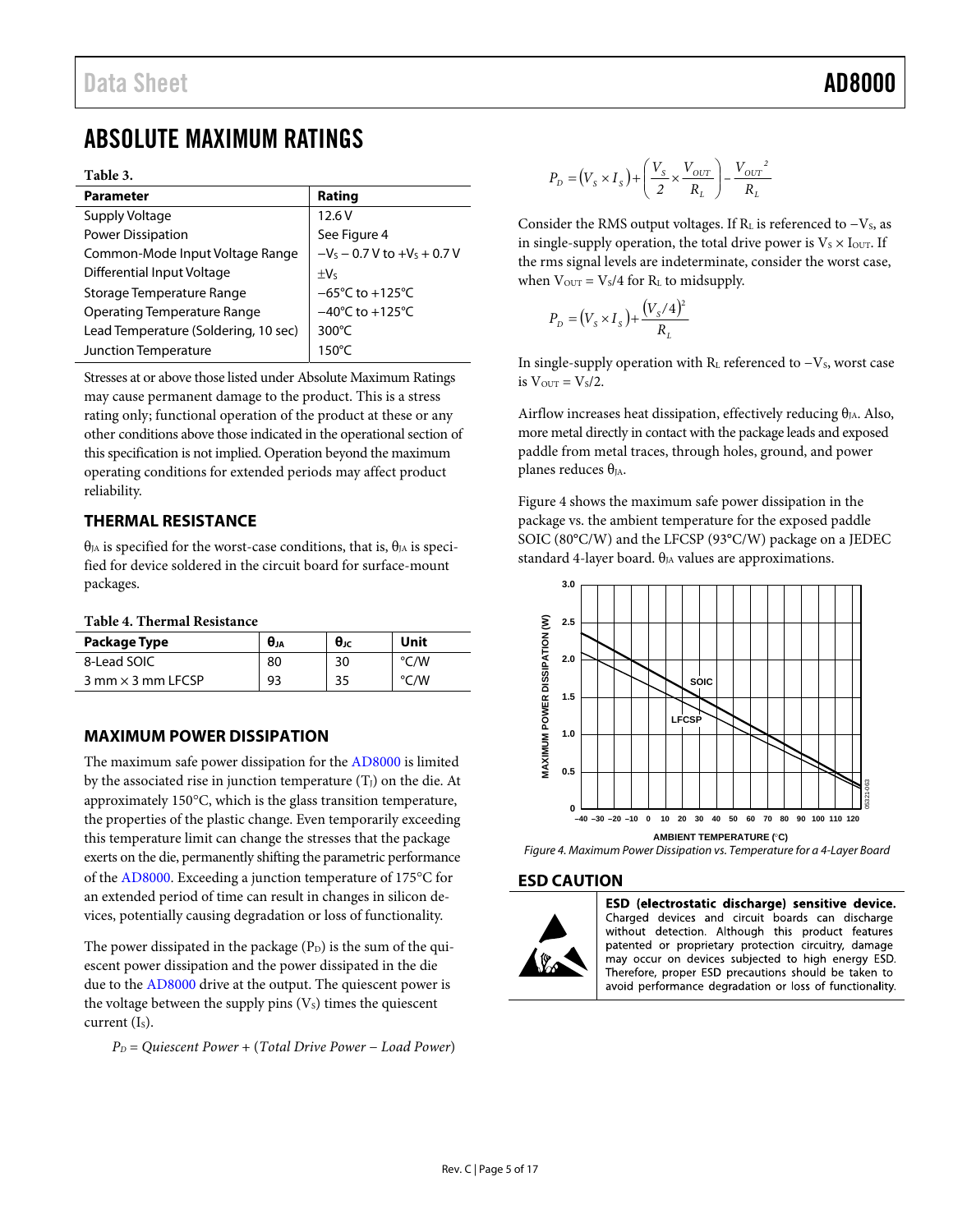# ABSOLUTE MAXIMUM RATINGS

**Table 3.**

| Parameter | Rating |
|---|---|
| Supply Voltage | 12.6 V |
| Power Dissipation | See Figure 4 |
| Common-Mode Input Voltage Range | $-V_S - 0.7$ V to $+V_S + 0.7$ V |
| Differential Input Voltage | $\pm V_S$ |
| Storage Temperature Range | −65°C to +125°C |
| Operating Temperature Range | −40°C to +125°C |
| Lead Temperature (Soldering, 10 sec) | 300°C |
| Junction Temperature | 150°C |

Stresses at or above those listed under Absolute Maximum Ratings may cause permanent damage to the product. This is a stress rating only; functional operation of the product at these or any other conditions above those indicated in the operational section of this specification is not implied. Operation beyond the maximum operating conditions for extended periods may affect product reliability.

## THERMAL RESISTANCE

$\theta_{JA}$ is specified for the worst-case conditions, that is, $\theta_{JA}$ is specified for device soldered in the circuit board for surface-mount packages.

**Table 4. Thermal Resistance**

| Package Type | $\theta_{JA}$ | $\theta_{JC}$ | Unit |
|---|---|---|---|
| 8-Lead SOIC | 80 | 30 | °C/W |
| 3 mm × 3 mm LFCSP | 93 | 35 | °C/W |

## MAXIMUM POWER DISSIPATION

The maximum safe power dissipation for the AD8000 is limited by the associated rise in junction temperature ($T_J$) on the die. At approximately 150°C, which is the glass transition temperature, the properties of the plastic change. Even temporarily exceeding this temperature limit can change the stresses that the package exerts on the die, permanently shifting the parametric performance of the AD8000. Exceeding a junction temperature of 175°C for an extended period of time can result in changes in silicon devices, potentially causing degradation or loss of functionality.

The power dissipated in the package ($P_D$) is the sum of the quiescent power dissipation and the power dissipated in the die due to the AD8000 drive at the output. The quiescent power is the voltage between the supply pins ($V_S$) times the quiescent current ($I_S$).

$$P_D = \textit{Quiescent Power} + (\textit{Total Drive Power} - \textit{Load Power})$$

$$P_D = (V_S \times I_S) + \left(\frac{V_S}{2} \times \frac{V_{OUT}}{R_L}\right) - \frac{{V_{OUT}}^2}{R_L}$$

Consider the RMS output voltages. If $R_L$ is referenced to $-V_S$, as in single-supply operation, the total drive power is $V_S \times I_{OUT}$. If the rms signal levels are indeterminate, consider the worst case, when $V_{OUT} = V_S/4$ for $R_L$ to midsupply.

$$P_D = (V_S \times I_S) + \frac{(V_S/4)^2}{R_L}$$

In single-supply operation with $R_L$ referenced to $-V_S$, worst case is $V_{OUT} = V_S/2$.

Airflow increases heat dissipation, effectively reducing $\theta_{JA}$. Also, more metal directly in contact with the package leads and exposed paddle from metal traces, through holes, ground, and power planes reduces $\theta_{JA}$.

Figure 4 shows the maximum safe power dissipation in the package vs. the ambient temperature for the exposed paddle SOIC (80°C/W) and the LFCSP (93°C/W) package on a JEDEC standard 4-layer board. $\theta_{JA}$ values are approximations.

*Figure 4. Maximum Power Dissipation vs. Temperature for a 4-Layer Board*

## ESD CAUTION

**ESD (electrostatic discharge) sensitive device.** Charged devices and circuit boards can discharge without detection. Although this product features patented or proprietary protection circuitry, damage may occur on devices subjected to high energy ESD. Therefore, proper ESD precautions should be taken to avoid performance degradation or loss of functionality.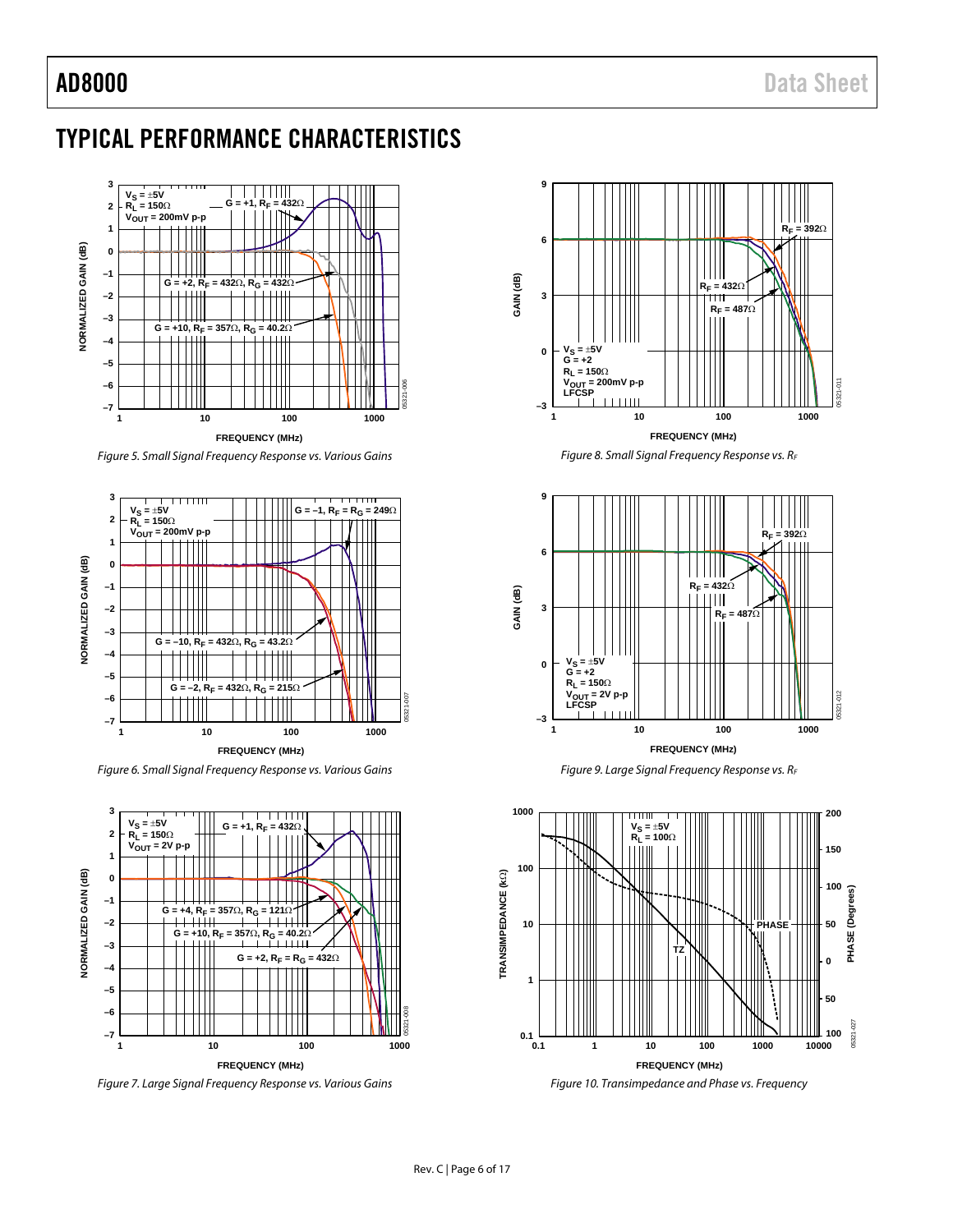## TYPICAL PERFORMANCE CHARACTERISTICS

Figure 5. Small Signal Frequency Response vs. Various Gains

Figure 6. Small Signal Frequency Response vs. Various Gains

Figure 7. Large Signal Frequency Response vs. Various Gains

Figure 8. Small Signal Frequency Response vs. $R_F$

Figure 9. Large Signal Frequency Response vs. $R_F$

Figure 10. Transimpedance and Phase vs. Frequency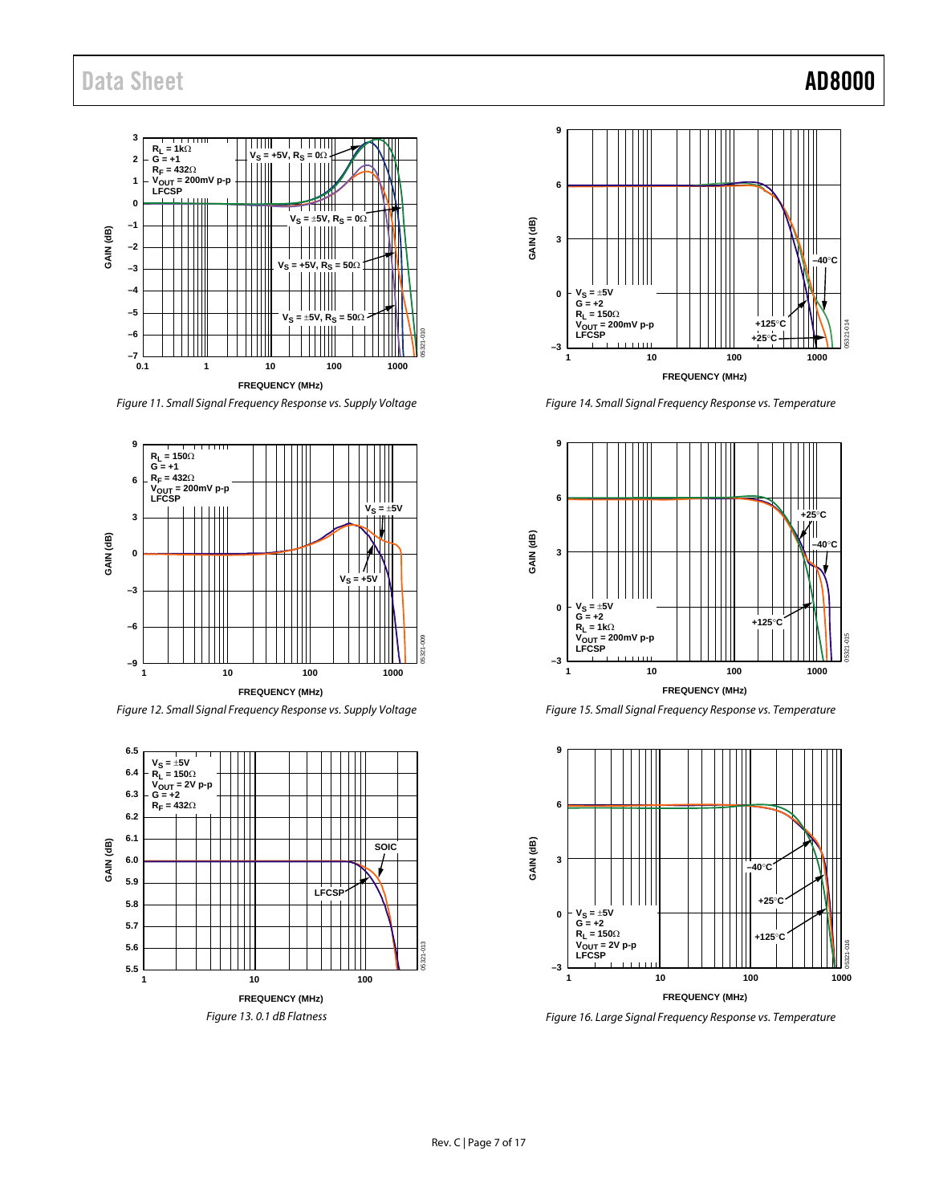Figure 11. Small Signal Frequency Response vs. Supply Voltage

Figure 12. Small Signal Frequency Response vs. Supply Voltage

Figure 13. 0.1 dB Flatness

Figure 14. Small Signal Frequency Response vs. Temperature

Figure 15. Small Signal Frequency Response vs. Temperature

Figure 16. Large Signal Frequency Response vs. Temperature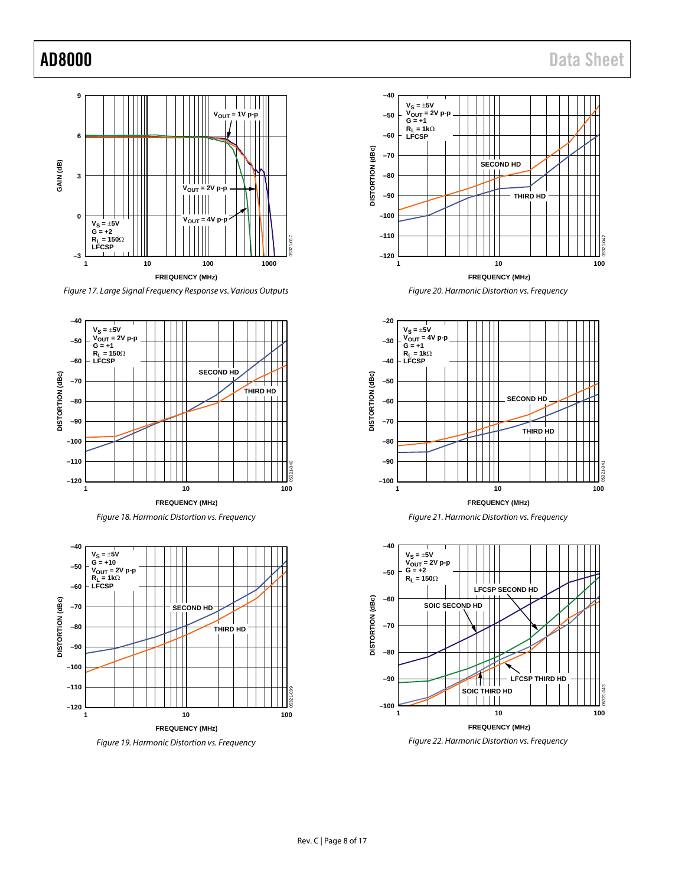Figure 17. Large Signal Frequency Response vs. Various Outputs

Figure 18. Harmonic Distortion vs. Frequency

Figure 19. Harmonic Distortion vs. Frequency

Figure 20. Harmonic Distortion vs. Frequency

Figure 21. Harmonic Distortion vs. Frequency

Figure 22. Harmonic Distortion vs. Frequency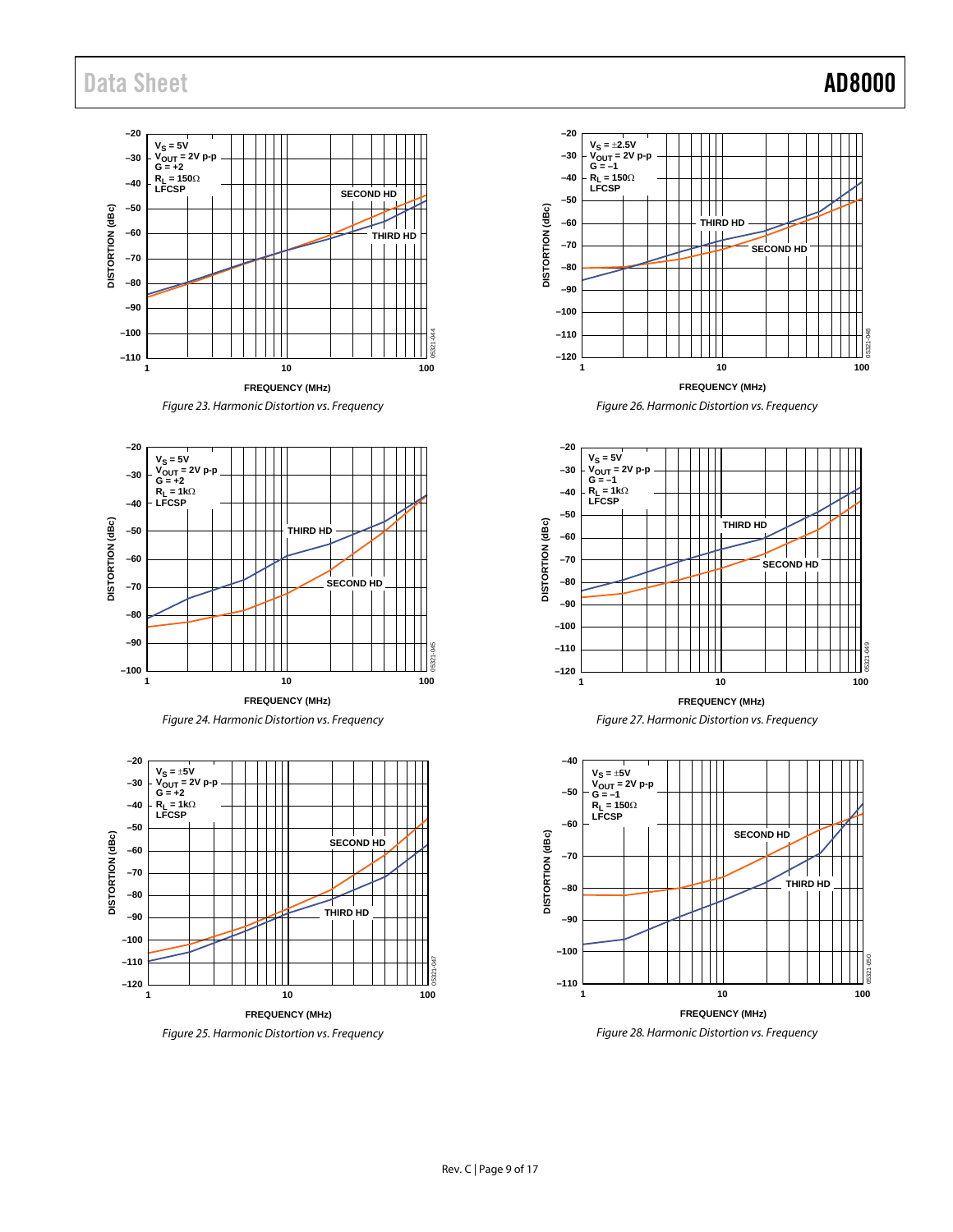Figure 23. Harmonic Distortion vs. Frequency

Figure 24. Harmonic Distortion vs. Frequency

Figure 25. Harmonic Distortion vs. Frequency

Figure 26. Harmonic Distortion vs. Frequency

Figure 27. Harmonic Distortion vs. Frequency

Figure 28. Harmonic Distortion vs. Frequency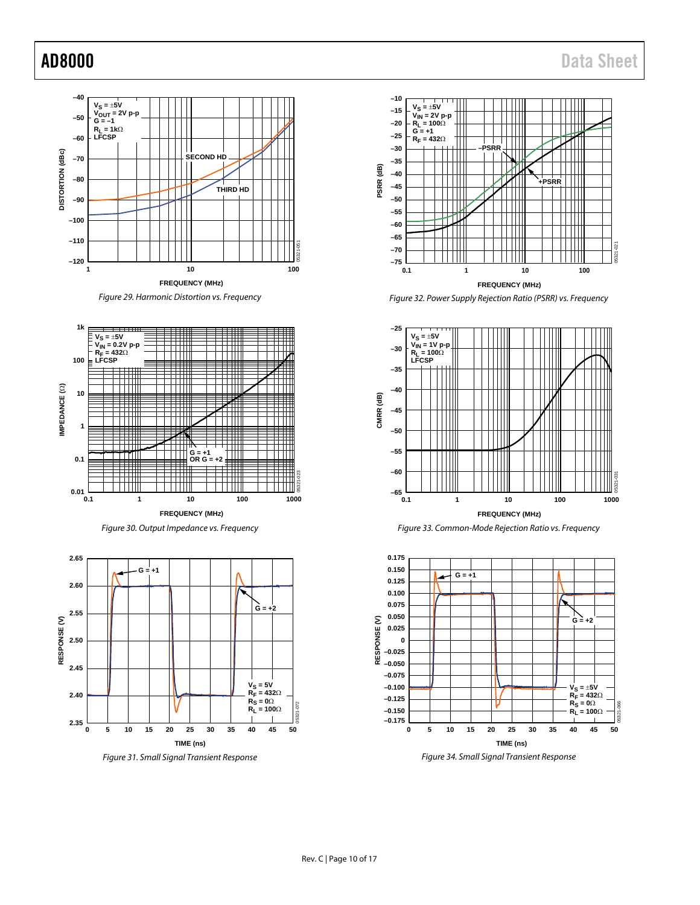Figure 29. Harmonic Distortion vs. Frequency

Figure 30. Output Impedance vs. Frequency

Figure 31. Small Signal Transient Response

Figure 32. Power Supply Rejection Ratio (PSRR) vs. Frequency

Figure 33. Common-Mode Rejection Ratio vs. Frequency

Figure 34. Small Signal Transient Response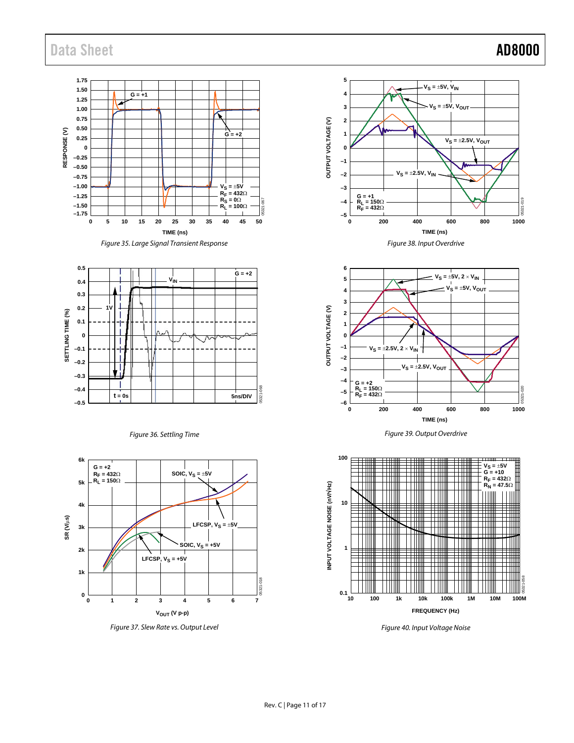Figure 35. Large Signal Transient Response

Figure 36. Settling Time

Figure 37. Slew Rate vs. Output Level

Figure 38. Input Overdrive

Figure 39. Output Overdrive

Figure 40. Input Voltage Noise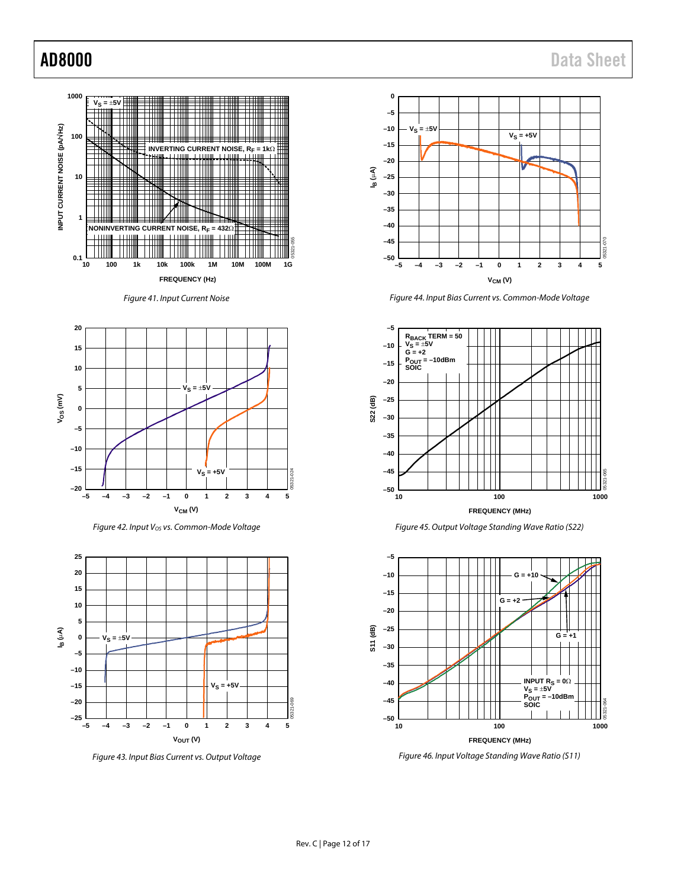Figure 41. Input Current Noise

Figure 42. Input $V_{OS}$ vs. Common-Mode Voltage

Figure 43. Input Bias Current vs. Output Voltage

Figure 44. Input Bias Current vs. Common-Mode Voltage

Figure 45. Output Voltage Standing Wave Ratio (S22)

Figure 46. Input Voltage Standing Wave Ratio (S11)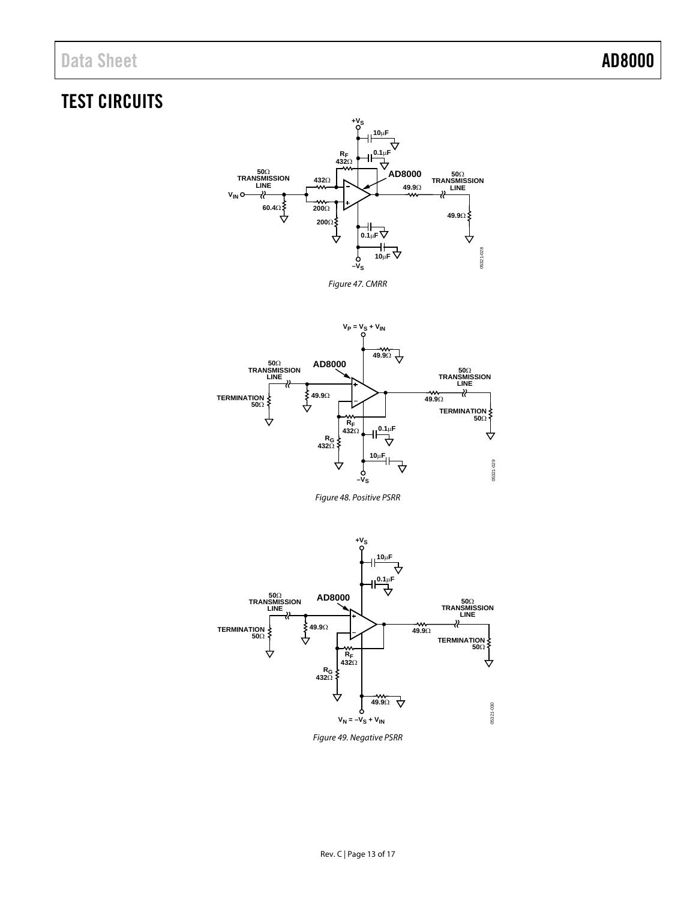# TEST CIRCUITS

Figure 47. CMRR

Figure 48. Positive PSRR

Figure 49. Negative PSRR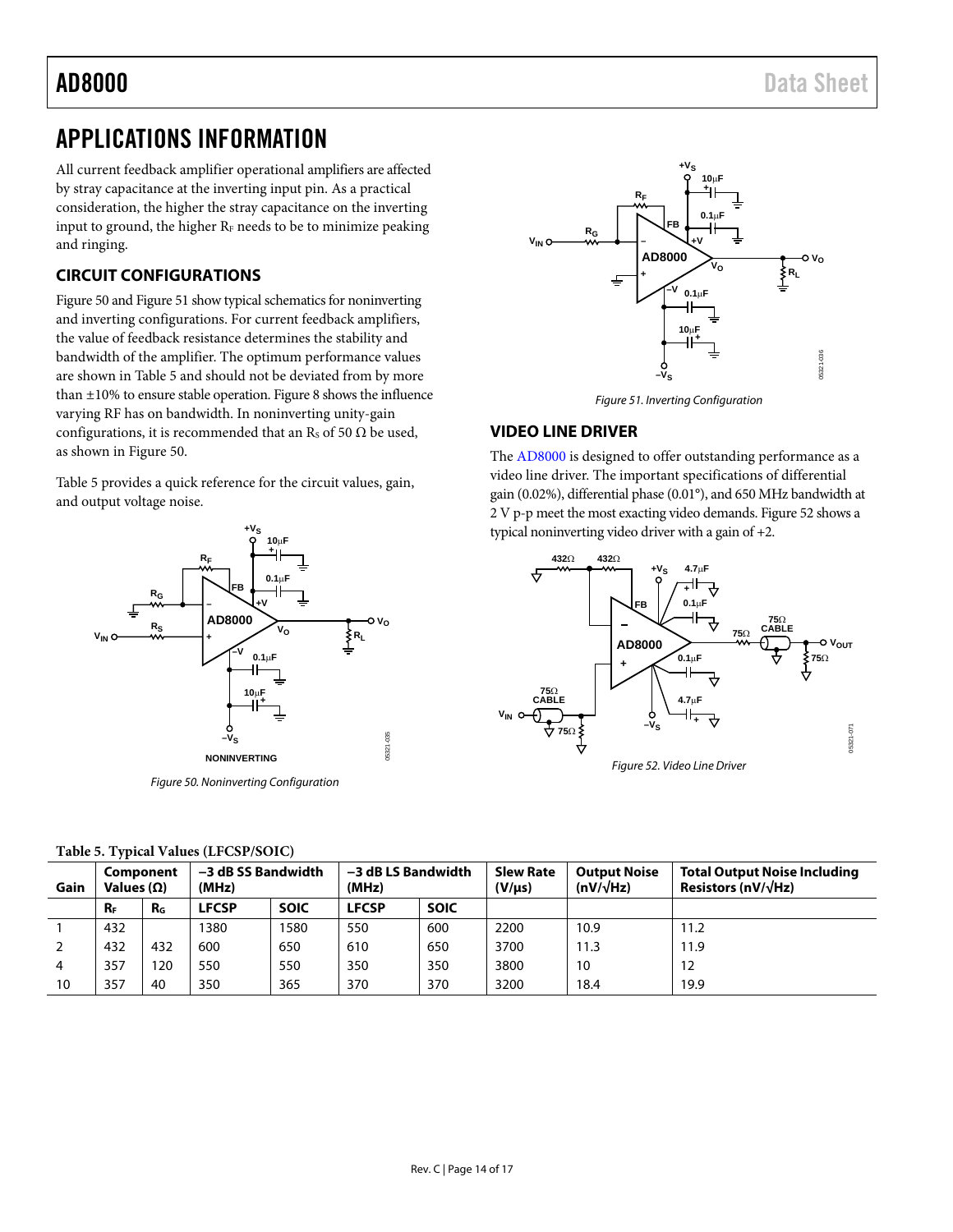# APPLICATIONS INFORMATION

All current feedback amplifier operational amplifiers are affected by stray capacitance at the inverting input pin. As a practical consideration, the higher the stray capacitance on the inverting input to ground, the higher $R_F$ needs to be to minimize peaking and ringing.

## CIRCUIT CONFIGURATIONS

Figure 50 and Figure 51 show typical schematics for noninverting and inverting configurations. For current feedback amplifiers, the value of feedback resistance determines the stability and bandwidth of the amplifier. The optimum performance values are shown in Table 5 and should not be deviated from by more than ±10% to ensure stable operation. Figure 8 shows the influence varying RF has on bandwidth. In noninverting unity-gain configurations, it is recommended that an $R_S$ of 50 Ω be used, as shown in Figure 50.

Table 5 provides a quick reference for the circuit values, gain, and output voltage noise.

Figure 50. Noninverting Configuration

Figure 51. Inverting Configuration

## VIDEO LINE DRIVER

The AD8000 is designed to offer outstanding performance as a video line driver. The important specifications of differential gain (0.02%), differential phase (0.01°), and 650 MHz bandwidth at 2 V p-p meet the most exacting video demands. Figure 52 shows a typical noninverting video driver with a gain of +2.

Figure 52. Video Line Driver

**Table 5. Typical Values (LFCSP/SOIC)**

| Gain | Component Values (Ω) | | −3 dB SS Bandwidth (MHz) | | −3 dB LS Bandwidth (MHz) | | Slew Rate (V/μs) | Output Noise (nV/√Hz) | Total Output Noise Including Resistors (nV/√Hz) |
|---|---|---|---|---|---|---|---|---|---|
| | $R_F$ | $R_G$ | LFCSP | SOIC | LFCSP | SOIC | | | |
| 1 | 432 | | 1380 | 1580 | 550 | 600 | 2200 | 10.9 | 11.2 |
| 2 | 432 | 432 | 600 | 650 | 610 | 650 | 3700 | 11.3 | 11.9 |
| 4 | 357 | 120 | 550 | 550 | 350 | 350 | 3800 | 10 | 12 |
| 10 | 357 | 40 | 350 | 365 | 370 | 370 | 3200 | 18.4 | 19.9 |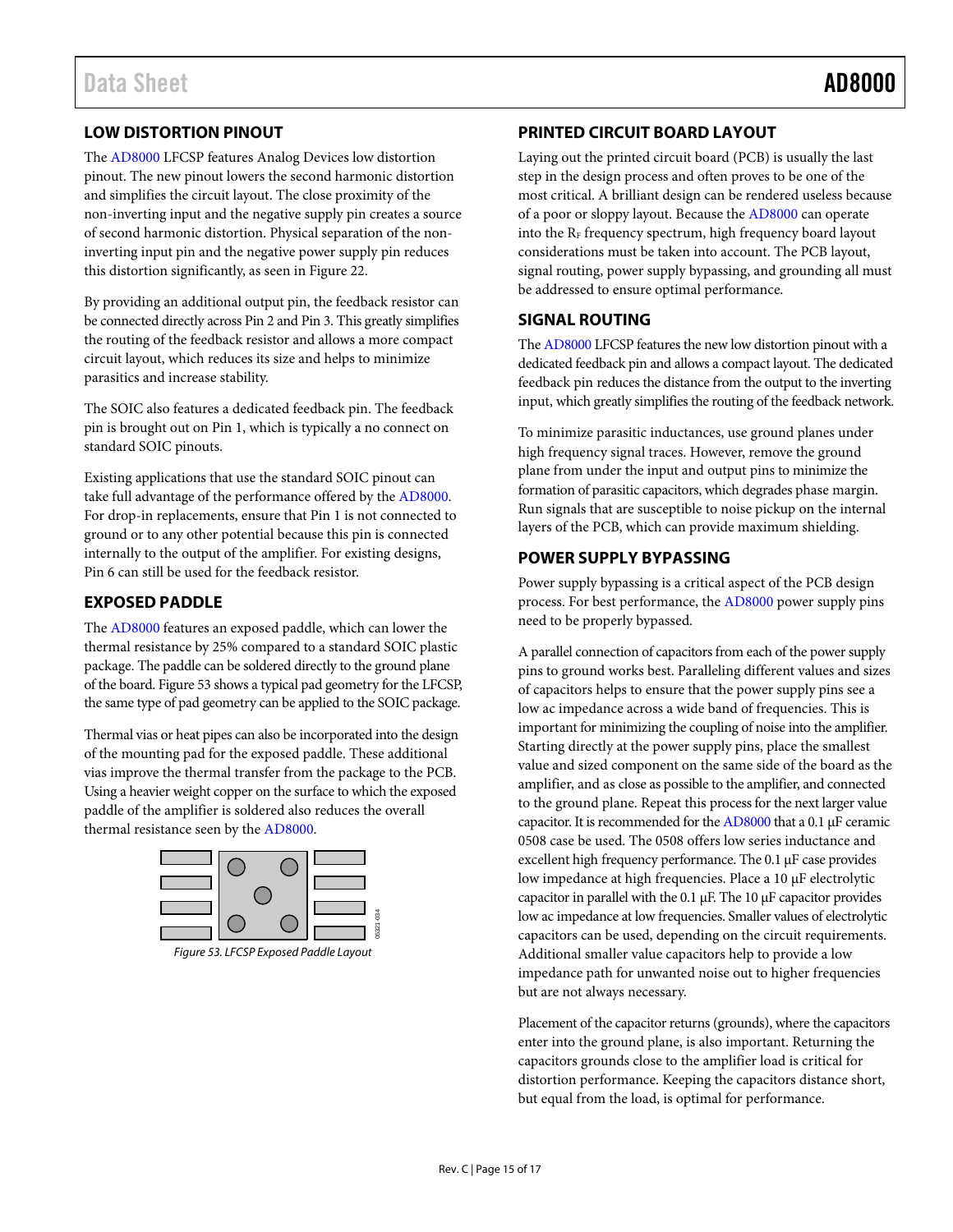## LOW DISTORTION PINOUT

The AD8000 LFCSP features Analog Devices low distortion pinout. The new pinout lowers the second harmonic distortion and simplifies the circuit layout. The close proximity of the non-inverting input and the negative supply pin creates a source of second harmonic distortion. Physical separation of the non-inverting input pin and the negative power supply pin reduces this distortion significantly, as seen in Figure 22.

By providing an additional output pin, the feedback resistor can be connected directly across Pin 2 and Pin 3. This greatly simplifies the routing of the feedback resistor and allows a more compact circuit layout, which reduces its size and helps to minimize parasitics and increase stability.

The SOIC also features a dedicated feedback pin. The feedback pin is brought out on Pin 1, which is typically a no connect on standard SOIC pinouts.

Existing applications that use the standard SOIC pinout can take full advantage of the performance offered by the AD8000. For drop-in replacements, ensure that Pin 1 is not connected to ground or to any other potential because this pin is connected internally to the output of the amplifier. For existing designs, Pin 6 can still be used for the feedback resistor.

## EXPOSED PADDLE

The AD8000 features an exposed paddle, which can lower the thermal resistance by 25% compared to a standard SOIC plastic package. The paddle can be soldered directly to the ground plane of the board. Figure 53 shows a typical pad geometry for the LFCSP, the same type of pad geometry can be applied to the SOIC package.

Thermal vias or heat pipes can also be incorporated into the design of the mounting pad for the exposed paddle. These additional vias improve the thermal transfer from the package to the PCB. Using a heavier weight copper on the surface to which the exposed paddle of the amplifier is soldered also reduces the overall thermal resistance seen by the AD8000.

*Figure 53. LFCSP Exposed Paddle Layout*

## PRINTED CIRCUIT BOARD LAYOUT

Laying out the printed circuit board (PCB) is usually the last step in the design process and often proves to be one of the most critical. A brilliant design can be rendered useless because of a poor or sloppy layout. Because the AD8000 can operate into the $R_F$ frequency spectrum, high frequency board layout considerations must be taken into account. The PCB layout, signal routing, power supply bypassing, and grounding all must be addressed to ensure optimal performance.

## SIGNAL ROUTING

The AD8000 LFCSP features the new low distortion pinout with a dedicated feedback pin and allows a compact layout. The dedicated feedback pin reduces the distance from the output to the inverting input, which greatly simplifies the routing of the feedback network.

To minimize parasitic inductances, use ground planes under high frequency signal traces. However, remove the ground plane from under the input and output pins to minimize the formation of parasitic capacitors, which degrades phase margin. Run signals that are susceptible to noise pickup on the internal layers of the PCB, which can provide maximum shielding.

## POWER SUPPLY BYPASSING

Power supply bypassing is a critical aspect of the PCB design process. For best performance, the AD8000 power supply pins need to be properly bypassed.

A parallel connection of capacitors from each of the power supply pins to ground works best. Paralleling different values and sizes of capacitors helps to ensure that the power supply pins see a low ac impedance across a wide band of frequencies. This is important for minimizing the coupling of noise into the amplifier. Starting directly at the power supply pins, place the smallest value and sized component on the same side of the board as the amplifier, and as close as possible to the amplifier, and connected to the ground plane. Repeat this process for the next larger value capacitor. It is recommended for the AD8000 that a 0.1 μF ceramic 0508 case be used. The 0508 offers low series inductance and excellent high frequency performance. The 0.1 μF case provides low impedance at high frequencies. Place a 10 μF electrolytic capacitor in parallel with the 0.1 μF. The 10 μF capacitor provides low ac impedance at low frequencies. Smaller values of electrolytic capacitors can be used, depending on the circuit requirements. Additional smaller value capacitors help to provide a low impedance path for unwanted noise out to higher frequencies but are not always necessary.

Placement of the capacitor returns (grounds), where the capacitors enter into the ground plane, is also important. Returning the capacitors grounds close to the amplifier load is critical for distortion performance. Keeping the capacitors distance short, but equal from the load, is optimal for performance.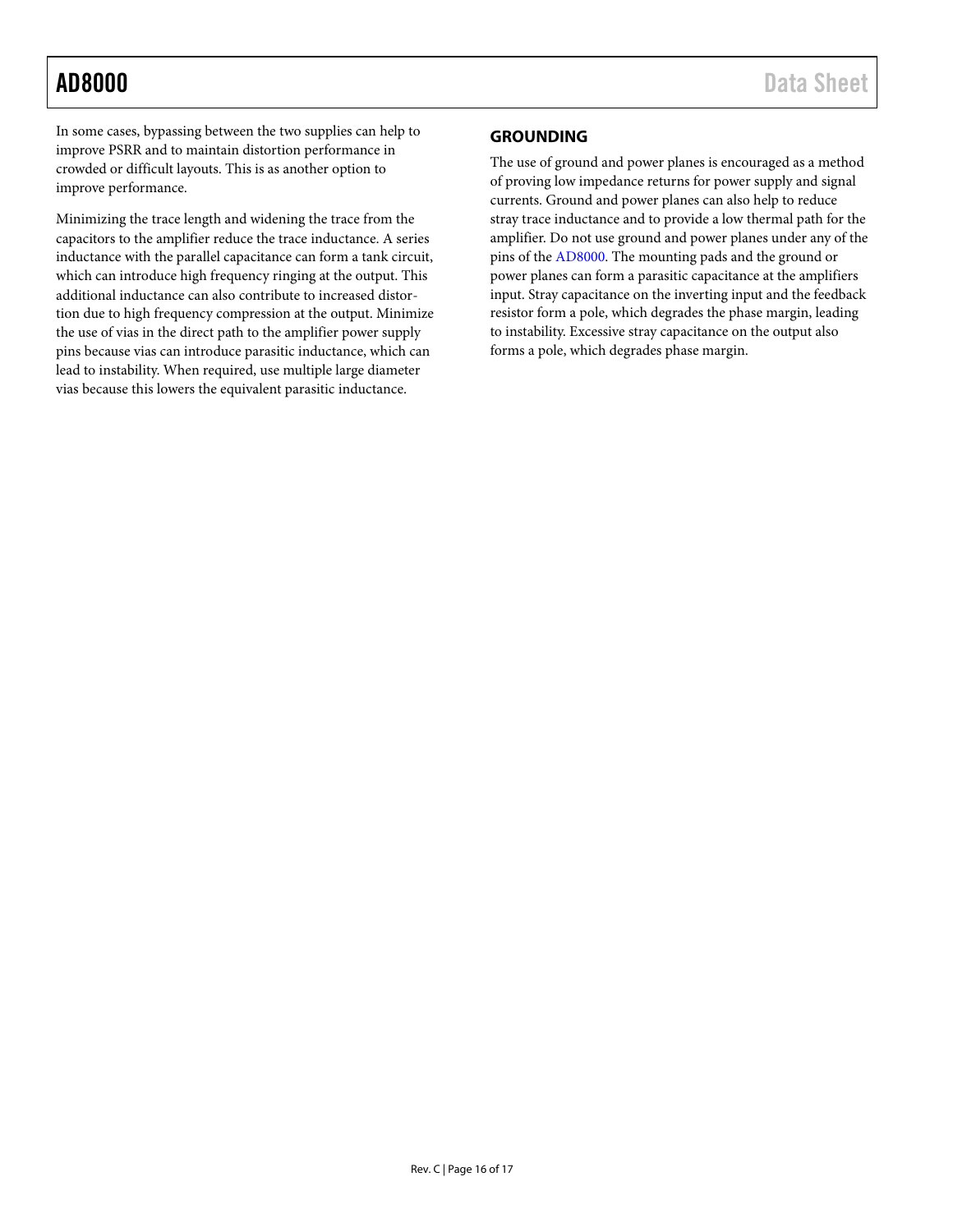In some cases, bypassing between the two supplies can help to improve PSRR and to maintain distortion performance in crowded or difficult layouts. This is as another option to improve performance.

Minimizing the trace length and widening the trace from the capacitors to the amplifier reduce the trace inductance. A series inductance with the parallel capacitance can form a tank circuit, which can introduce high frequency ringing at the output. This additional inductance can also contribute to increased distortion due to high frequency compression at the output. Minimize the use of vias in the direct path to the amplifier power supply pins because vias can introduce parasitic inductance, which can lead to instability. When required, use multiple large diameter vias because this lowers the equivalent parasitic inductance.

## GROUNDING

The use of ground and power planes is encouraged as a method of proving low impedance returns for power supply and signal currents. Ground and power planes can also help to reduce stray trace inductance and to provide a low thermal path for the amplifier. Do not use ground and power planes under any of the pins of the AD8000. The mounting pads and the ground or power planes can form a parasitic capacitance at the amplifiers input. Stray capacitance on the inverting input and the feedback resistor form a pole, which degrades the phase margin, leading to instability. Excessive stray capacitance on the output also forms a pole, which degrades phase margin.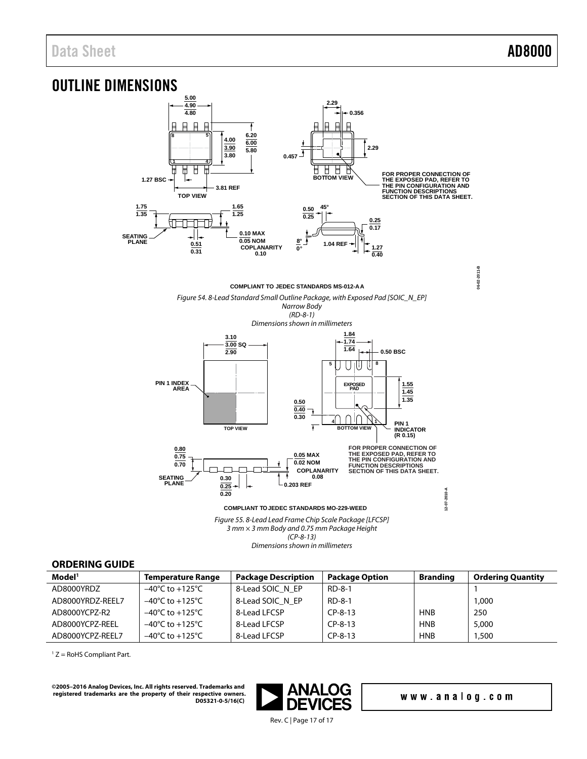# OUTLINE DIMENSIONS

5.00
4.90
4.80

8
5
4.00
3.90
3.80
6.20
6.00
5.80
1
4
1.27 BSC
3.81 REF
TOP VIEW

2.29
0.356
2.29
0.457
BOTTOM VIEW

FOR PROPER CONNECTION OF THE EXPOSED PAD, REFER TO THE PIN CONFIGURATION AND FUNCTION DESCRIPTIONS SECTION OF THIS DATA SHEET.

1.75
1.35
1.65
1.25
SEATING PLANE
0.51
0.31
0.10 MAX
0.05 NOM
COPLANARITY
0.10

0.50
0.25
45°
0.25
0.17
8°
0°
1.04 REF
1.27
0.40

COMPLIANT TO JEDEC STANDARDS MS-012-AA

06-02-2011-B

*Figure 54. 8-Lead Standard Small Outline Package, with Exposed Pad [SOIC_N_EP]*
*Narrow Body*
*(RD-8-1)*
*Dimensions shown in millimeters*

3.10
3.00 SQ
2.90
PIN 1 INDEX AREA
TOP VIEW

1.84
1.74
1.64
0.50 BSC
5
8
EXPOSED PAD
1.55
1.45
1.35
0.50
0.40
0.30
4
1
BOTTOM VIEW
PIN 1 INDICATOR (R 0.15)

FOR PROPER CONNECTION OF THE EXPOSED PAD, REFER TO THE PIN CONFIGURATION AND FUNCTION DESCRIPTIONS SECTION OF THIS DATA SHEET.

0.80
0.75
0.70
SEATING PLANE
0.30
0.25
0.20
0.05 MAX
0.02 NOM
COPLANARITY
0.08
0.203 REF

COMPLIANT TO JEDEC STANDARDS MO-229-WEED

12-07-2010-A

*Figure 55. 8-Lead Lead Frame Chip Scale Package [LFCSP]*
*3 mm × 3 mm Body and 0.75 mm Package Height*
*(CP-8-13)*
*Dimensions shown in millimeters*

## ORDERING GUIDE

| Model[1] | Temperature Range | Package Description | Package Option | Branding | Ordering Quantity |
|---|---|---|---|---|---|
| AD8000YRDZ | −40°C to +125°C | 8-Lead SOIC_N_EP | RD-8-1 | | 1 |
| AD8000YRDZ-REEL7 | −40°C to +125°C | 8-Lead SOIC_N_EP | RD-8-1 | | 1,000 |
| AD8000YCPZ-R2 | −40°C to +125°C | 8-Lead LFCSP | CP-8-13 | HNB | 250 |
| AD8000YCPZ-REEL | −40°C to +125°C | 8-Lead LFCSP | CP-8-13 | HNB | 5,000 |
| AD8000YCPZ-REEL7 | −40°C to +125°C | 8-Lead LFCSP | CP-8-13 | HNB | 1,500 |

[1] Z = RoHS Compliant Part.

**©2005–2016 Analog Devices, Inc. All rights reserved. Trademarks and registered trademarks are the property of their respective owners. D05321-0-5/16(C)**